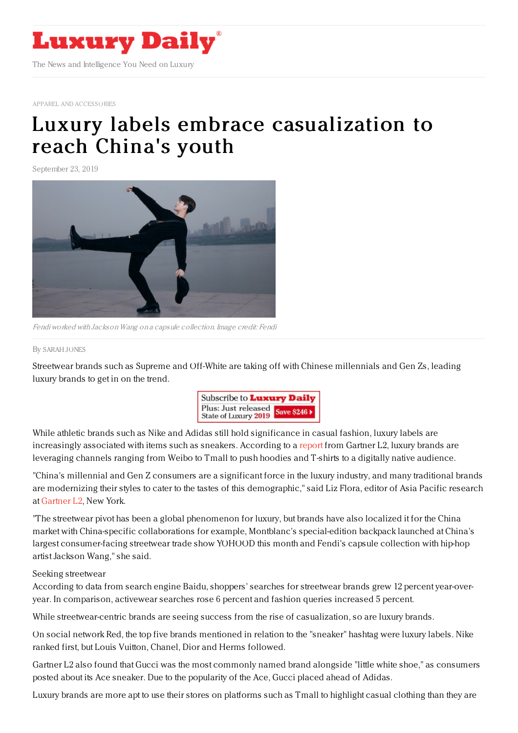# Luxury Daily

The News and Intelligence You Need on Luxury

APPAREL AND ACCESSORIES

# Luxury labels embrace casualization to reach China's youth

September 23, 2019

*Fendi worked with Jackson Wang on a capsule collection. Image credit: Fendi*

By SARAH JONES

Streetwear brands such as Supreme and Off-White are taking off with Chinese millennials and Gen Zs, leading luxury brands to get in on the trend.

While athletic brands such as Nike and Adidas still hold significance in casual fashion, luxury labels are increasingly associated with items such as sneakers. According to a report from Gartner L2, luxury brands are leveraging channels ranging from Weibo to Tmall to push hoodies and T-shirts to a digitally native audience.

"China's millennial and Gen Z consumers are a significant force in the luxury industry, and many traditional brands are modernizing their styles to cater to the tastes of this demographic," said Liz Flora, editor of Asia Pacific research at Gartner L2, New York.

"The streetwear pivot has been a global phenomenon for luxury, but brands have also localized it for the China market with China-specific collaborations for example, Montblanc's special-edition backpack launched at China's largest consumer-facing streetwear trade show YOHOOD this month and Fendi's capsule collection with hip-hop artist Jackson Wang," she said.

## Seeking streetwear

According to data from search engine Baidu, shoppers' searches for streetwear brands grew 12 percent year-over-year. In comparison, activewear searches rose 6 percent and fashion queries increased 5 percent.

While streetwear-centric brands are seeing success from the rise of casualization, so are luxury brands.

On social network Red, the top five brands mentioned in relation to the "sneaker" hashtag were luxury labels. Nike ranked first, but Louis Vuitton, Chanel, Dior and Herms followed.

Gartner L2 also found that Gucci was the most commonly named brand alongside "little white shoe," as consumers posted about its Ace sneaker. Due to the popularity of the Ace, Gucci placed ahead of Adidas.

Luxury brands are more apt to use their stores on platforms such as Tmall to highlight casual clothing than they are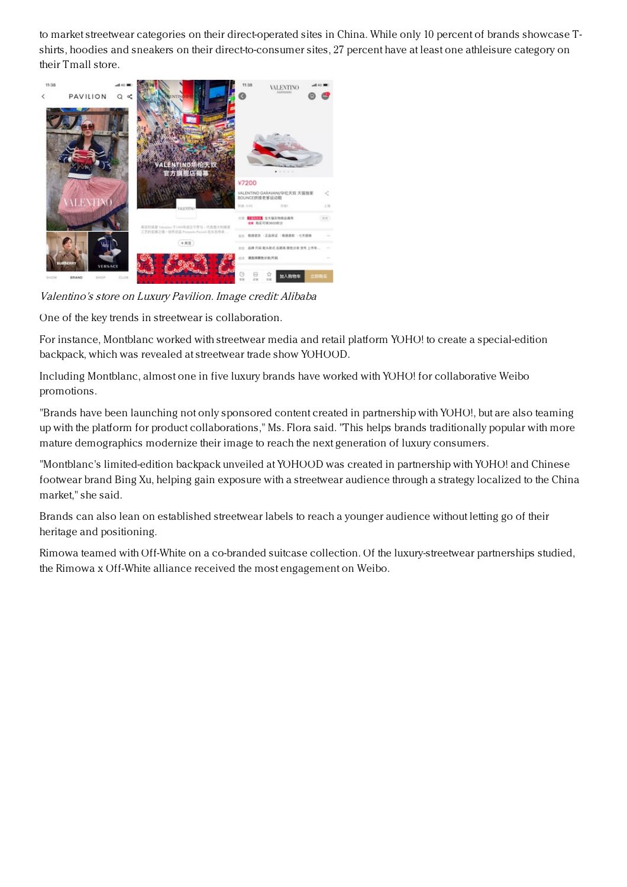to market streetwear categories on their direct-operated sites in China. While only 10 percent of brands showcase T-shirts, hoodies and sneakers on their direct-to-consumer sites, 27 percent have at least one athleisure category on their Tmall store.

*Valentino's store on Luxury Pavilion. Image credit: Alibaba*

One of the key trends in streetwear is collaboration.

For instance, Montblanc worked with streetwear media and retail platform YOHO! to create a special-edition backpack, which was revealed at streetwear trade show YOHOOD.

Including Montblanc, almost one in five luxury brands have worked with YOHO! for collaborative Weibo promotions.

"Brands have been launching not only sponsored content created in partnership with YOHO!, but are also teaming up with the platform for product collaborations," Ms. Flora said. "This helps brands traditionally popular with more mature demographics modernize their image to reach the next generation of luxury consumers.

"Montblanc's limited-edition backpack unveiled at YOHOOD was created in partnership with YOHO! and Chinese footwear brand Bing Xu, helping gain exposure with a streetwear audience through a strategy localized to the China market," she said.

Brands can also lean on established streetwear labels to reach a younger audience without letting go of their heritage and positioning.

Rimowa teamed with Off-White on a co-branded suitcase collection. Of the luxury-streetwear partnerships studied, the Rimowa x Off-White alliance received the most engagement on Weibo.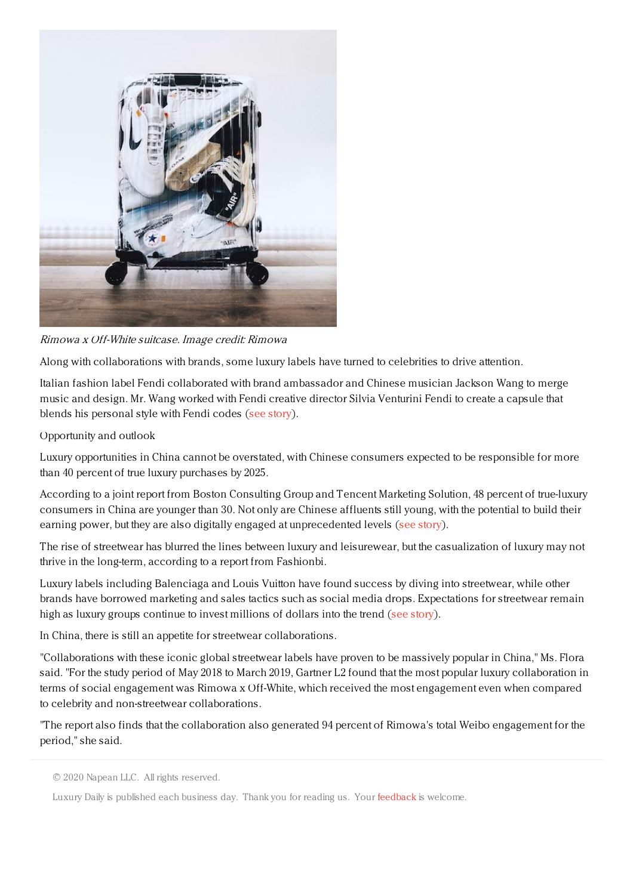*Rimowa x Off-White suitcase. Image credit: Rimowa*

Along with collaborations with brands, some luxury labels have turned to celebrities to drive attention.

Italian fashion label Fendi collaborated with brand ambassador and Chinese musician Jackson Wang to merge music and design. Mr. Wang worked with Fendi creative director Silvia Venturini Fendi to create a capsule that blends his personal style with Fendi codes (see story).

Opportunity and outlook

Luxury opportunities in China cannot be overstated, with Chinese consumers expected to be responsible for more than 40 percent of true luxury purchases by 2025.

According to a joint report from Boston Consulting Group and Tencent Marketing Solution, 48 percent of true-luxury consumers in China are younger than 30. Not only are Chinese affluents still young, with the potential to build their earning power, but they are also digitally engaged at unprecedented levels (see story).

The rise of streetwear has blurred the lines between luxury and leisurewear, but the casualization of luxury may not thrive in the long-term, according to a report from Fashionbi.

Luxury labels including Balenciaga and Louis Vuitton have found success by diving into streetwear, while other brands have borrowed marketing and sales tactics such as social media drops. Expectations for streetwear remain high as luxury groups continue to invest millions of dollars into the trend (see story).

In China, there is still an appetite for streetwear collaborations.

"Collaborations with these iconic global streetwear labels have proven to be massively popular in China," Ms. Flora said. "For the study period of May 2018 to March 2019, Gartner L2 found that the most popular luxury collaboration in terms of social engagement was Rimowa x Off-White, which received the most engagement even when compared to celebrity and non-streetwear collaborations.

"The report also finds that the collaboration also generated 94 percent of Rimowa's total Weibo engagement for the period," she said.

© 2020 Napean LLC. All rights reserved.

Luxury Daily is published each business day. Thank you for reading us. Your feedback is welcome.